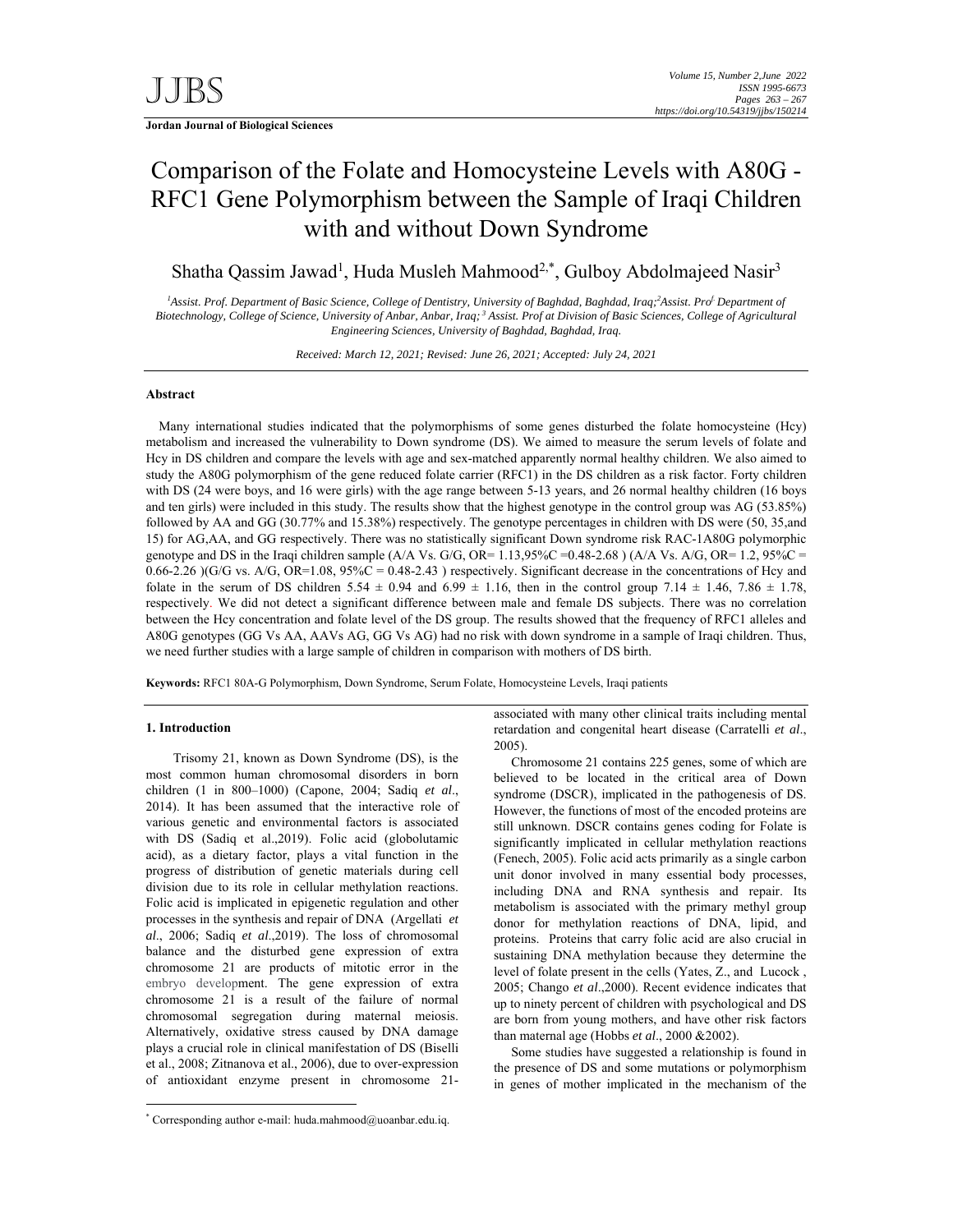**Jordan Journal of Biological Sciences**

# Comparison of the Folate and Homocysteine Levels with A80G - RFC1 Gene Polymorphism between the Sample of Iraqi Children with and without Down Syndrome

Shatha Qassim Jawad[1], Huda Musleh Mahmood[2,*], Gulboy Abdolmajeed Nasir[3]

[1]*Assist. Prof. Department of Basic Science, College of Dentistry, University of Baghdad, Baghdad, Iraq;* [2]*Assist. Prof Department of Biotechnology, College of Science, University of Anbar, Anbar, Iraq;* [3] *Assist. Prof at Division of Basic Sciences, College of Agricultural Engineering Sciences, University of Baghdad, Baghdad, Iraq.*

*Received: March 12, 2021; Revised: June 26, 2021; Accepted: July 24, 2021*

## Abstract

Many international studies indicated that the polymorphisms of some genes disturbed the folate homocysteine (Hcy) metabolism and increased the vulnerability to Down syndrome (DS). We aimed to measure the serum levels of folate and Hcy in DS children and compare the levels with age and sex-matched apparently normal healthy children. We also aimed to study the A80G polymorphism of the gene reduced folate carrier (RFC1) in the DS children as a risk factor. Forty children with DS (24 were boys, and 16 were girls) with the age range between 5-13 years, and 26 normal healthy children (16 boys and ten girls) were included in this study. The results show that the highest genotype in the control group was AG (53.85%) followed by AA and GG (30.77% and 15.38%) respectively. The genotype percentages in children with DS were (50, 35,and 15) for AG,AA, and GG respectively. There was no statistically significant Down syndrome risk RAC-1A80G polymorphic genotype and DS in the Iraqi children sample (A/A Vs. G/G, OR= 1.13,95%C =0.48-2.68 ) (A/A Vs. A/G, OR= 1.2, 95%C = 0.66-2.26 )(G/G vs. A/G, OR=1.08, 95%C = 0.48-2.43 ) respectively. Significant decrease in the concentrations of Hcy and folate in the serum of DS children 5.54 ± 0.94 and 6.99 ± 1.16, then in the control group 7.14 ± 1.46, 7.86 ± 1.78, respectively. We did not detect a significant difference between male and female DS subjects. There was no correlation between the Hcy concentration and folate level of the DS group. The results showed that the frequency of RFC1 alleles and A80G genotypes (GG Vs AA, AAVs AG, GG Vs AG) had no risk with down syndrome in a sample of Iraqi children. Thus, we need further studies with a large sample of children in comparison with mothers of DS birth.

**Keywords:** RFC1 80A-G Polymorphism, Down Syndrome, Serum Folate, Homocysteine Levels, Iraqi patients

## 1. Introduction

Trisomy 21, known as Down Syndrome (DS), is the most common human chromosomal disorders in born children (1 in 800–1000) (Capone, 2004; Sadiq *et al*., 2014). It has been assumed that the interactive role of various genetic and environmental factors is associated with DS (Sadiq et al.,2019). Folic acid (globolutamic acid), as a dietary factor, plays a vital function in the progress of distribution of genetic materials during cell division due to its role in cellular methylation reactions. Folic acid is implicated in epigenetic regulation and other processes in the synthesis and repair of DNA (Argellati *et al*., 2006; Sadiq *et al*.,2019). The loss of chromosomal balance and the disturbed gene expression of extra chromosome 21 are products of mitotic error in the embryo development. The gene expression of extra chromosome 21 is a result of the failure of normal chromosomal segregation during maternal meiosis. Alternatively, oxidative stress caused by DNA damage plays a crucial role in clinical manifestation of DS (Biselli et al., 2008; Zitnanova et al., 2006), due to over-expression of antioxidant enzyme present in chromosome 21-associated with many other clinical traits including mental retardation and congenital heart disease (Carratelli *et al*., 2005).

Chromosome 21 contains 225 genes, some of which are believed to be located in the critical area of Down syndrome (DSCR), implicated in the pathogenesis of DS. However, the functions of most of the encoded proteins are still unknown. DSCR contains genes coding for Folate is significantly implicated in cellular methylation reactions (Fenech, 2005). Folic acid acts primarily as a single carbon unit donor involved in many essential body processes, including DNA and RNA synthesis and repair. Its metabolism is associated with the primary methyl group donor for methylation reactions of DNA, lipid, and proteins. Proteins that carry folic acid are also crucial in sustaining DNA methylation because they determine the level of folate present in the cells (Yates, Z., and Lucock , 2005; Chango *et al*.,2000). Recent evidence indicates that up to ninety percent of children with psychological and DS are born from young mothers, and have other risk factors than maternal age (Hobbs *et al*., 2000 &2002).

Some studies have suggested a relationship is found in the presence of DS and some mutations or polymorphism in genes of mother implicated in the mechanism of the

\* Corresponding author e-mail: huda.mahmood@uoanbar.edu.iq.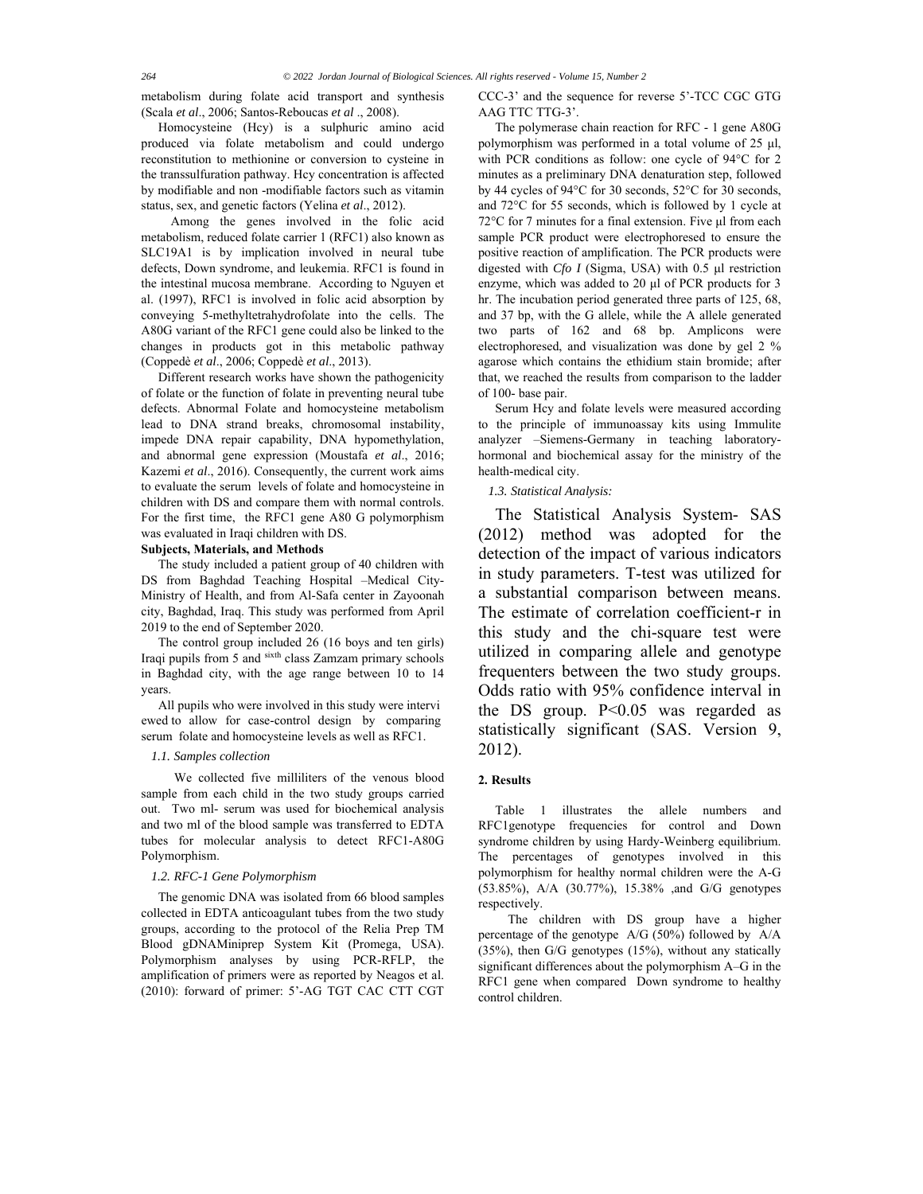metabolism during folate acid transport and synthesis (Scala *et al*., 2006; Santos-Reboucas *et al* ., 2008).

Homocysteine (Hcy) is a sulphuric amino acid produced via folate metabolism and could undergo reconstitution to methionine or conversion to cysteine in the transsulfuration pathway. Hcy concentration is affected by modifiable and non -modifiable factors such as vitamin status, sex, and genetic factors (Yelina *et al*., 2012).

Among the genes involved in the folic acid metabolism, reduced folate carrier 1 (RFC1) also known as SLC19A1 is by implication involved in neural tube defects, Down syndrome, and leukemia. RFC1 is found in the intestinal mucosa membrane. According to Nguyen et al. (1997), RFC1 is involved in folic acid absorption by conveying 5-methyltetrahydrofolate into the cells. The A80G variant of the RFC1 gene could also be linked to the changes in products got in this metabolic pathway (Coppedè *et al*., 2006; Coppedè *et al*., 2013).

Different research works have shown the pathogenicity of folate or the function of folate in preventing neural tube defects. Abnormal Folate and homocysteine metabolism lead to DNA strand breaks, chromosomal instability, impede DNA repair capability, DNA hypomethylation, and abnormal gene expression (Moustafa *et al*., 2016; Kazemi *et al*., 2016). Consequently, the current work aims to evaluate the serum levels of folate and homocysteine in children with DS and compare them with normal controls. For the first time, the RFC1 gene A80 G polymorphism was evaluated in Iraqi children with DS.

**Subjects, Materials, and Methods**

The study included a patient group of 40 children with DS from Baghdad Teaching Hospital –Medical City-Ministry of Health, and from Al-Safa center in Zayoonah city, Baghdad, Iraq. This study was performed from April 2019 to the end of September 2020.

The control group included 26 (16 boys and ten girls) Iraqi pupils from 5 and sixth class Zamzam primary schools in Baghdad city, with the age range between 10 to 14 years.

All pupils who were involved in this study were intervi ewed to allow for case-control design by comparing serum folate and homocysteine levels as well as RFC1.

*1.1. Samples collection*

We collected five milliliters of the venous blood sample from each child in the two study groups carried out. Two ml- serum was used for biochemical analysis and two ml of the blood sample was transferred to EDTA tubes for molecular analysis to detect RFC1-A80G Polymorphism.

*1.2. RFC-1 Gene Polymorphism*

The genomic DNA was isolated from 66 blood samples collected in EDTA anticoagulant tubes from the two study groups, according to the protocol of the Relia Prep TM Blood gDNAMiniprep System Kit (Promega, USA). Polymorphism analyses by using PCR-RFLP, the amplification of primers were as reported by Neagos et al. (2010): forward of primer: 5'-AG TGT CAC CTT CGT CCC-3' and the sequence for reverse 5'-TCC CGC GTG AAG TTC TTG-3'.

The polymerase chain reaction for RFC - 1 gene A80G polymorphism was performed in a total volume of 25 µl, with PCR conditions as follow: one cycle of 94°C for 2 minutes as a preliminary DNA denaturation step, followed by 44 cycles of 94°C for 30 seconds, 52°C for 30 seconds, and 72°C for 55 seconds, which is followed by 1 cycle at 72°C for 7 minutes for a final extension. Five µl from each sample PCR product were electrophoresed to ensure the positive reaction of amplification. The PCR products were digested with *Cfo I* (Sigma, USA) with 0.5 µl restriction enzyme, which was added to 20 µl of PCR products for 3 hr. The incubation period generated three parts of 125, 68, and 37 bp, with the G allele, while the A allele generated two parts of 162 and 68 bp. Amplicons were electrophoresed, and visualization was done by gel 2 % agarose which contains the ethidium stain bromide; after that, we reached the results from comparison to the ladder of 100- base pair.

Serum Hcy and folate levels were measured according to the principle of immunoassay kits using Immulite analyzer –Siemens-Germany in teaching laboratory-hormonal and biochemical assay for the ministry of the health-medical city.

*1.3. Statistical Analysis:*

The Statistical Analysis System- SAS (2012) method was adopted for the detection of the impact of various indicators in study parameters. T-test was utilized for a substantial comparison between means. The estimate of correlation coefficient-r in this study and the chi-square test were utilized in comparing allele and genotype frequenters between the two study groups. Odds ratio with 95% confidence interval in the DS group. P<0.05 was regarded as statistically significant (SAS. Version 9, 2012).

## 2. Results

Table 1 illustrates the allele numbers and RFC1genotype frequencies for control and Down syndrome children by using Hardy-Weinberg equilibrium. The percentages of genotypes involved in this polymorphism for healthy normal children were the A-G (53.85%), A/A (30.77%), 15.38% ,and G/G genotypes respectively.

The children with DS group have a higher percentage of the genotype A/G (50%) followed by A/A (35%), then G/G genotypes (15%), without any statically significant differences about the polymorphism A–G in the RFC1 gene when compared Down syndrome to healthy control children.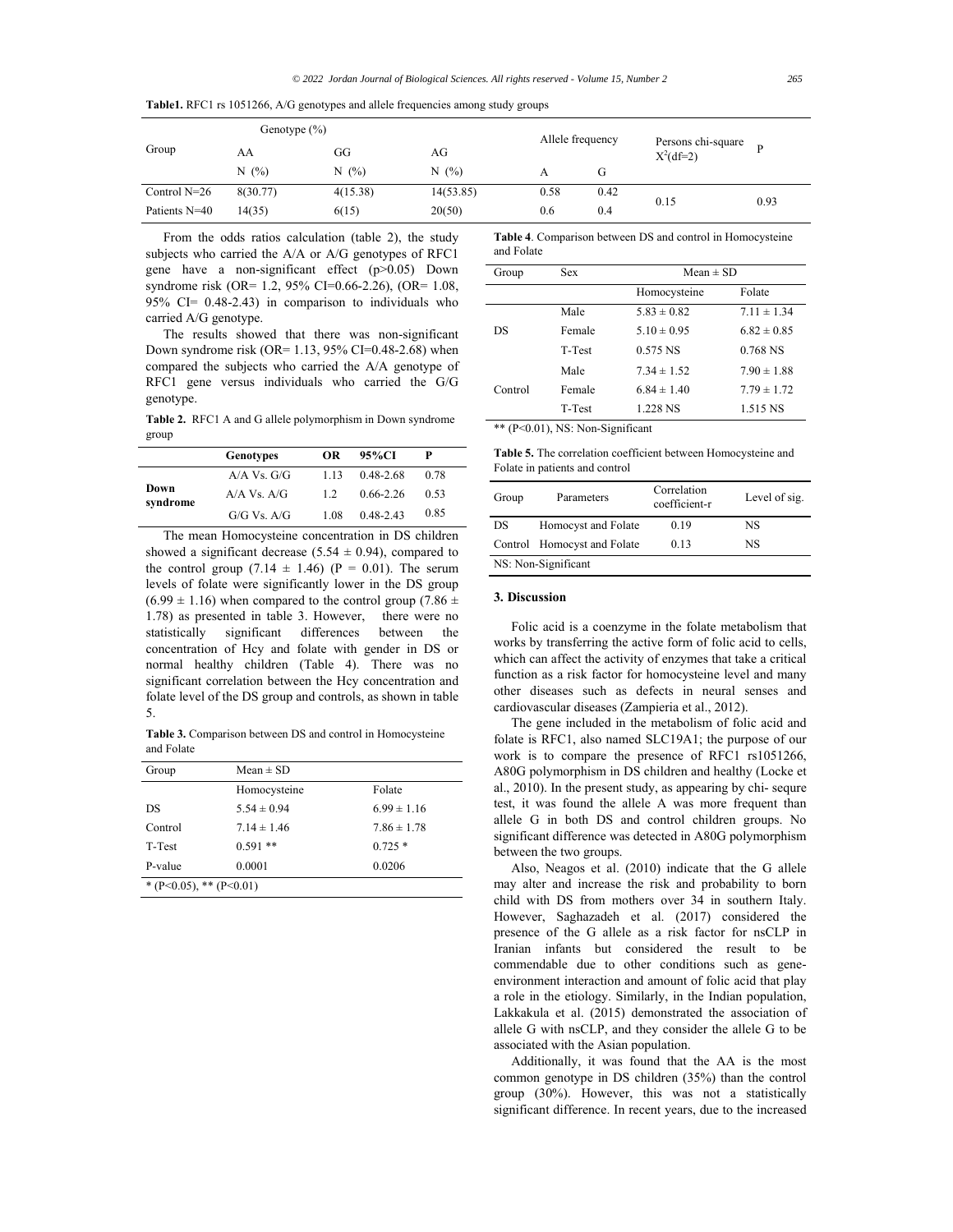**Table1.** RFC1 rs 1051266, A/G genotypes and allele frequencies among study groups

| Group | Genotype (%) | | | Allele frequency | | Persons chi-square $X^2$(df=2) | P |
|---|---|---|---|---|---|---|---|
| | AA | GG | AG | | | | |
| | N (%) | N (%) | N (%) | A | G | | |
| Control N=26 | 8(30.77) | 4(15.38) | 14(53.85) | 0.58 | 0.42 | 0.15 | 0.93 |
| Patients N=40 | 14(35) | 6(15) | 20(50) | 0.6 | 0.4 | | |

From the odds ratios calculation (table 2), the study subjects who carried the A/A or A/G genotypes of RFC1 gene have a non-significant effect (p>0.05) Down syndrome risk (OR= 1.2, 95% CI=0.66-2.26), (OR= 1.08, 95% CI= 0.48-2.43) in comparison to individuals who carried A/G genotype.

The results showed that there was non-significant Down syndrome risk (OR= 1.13, 95% CI=0.48-2.68) when compared the subjects who carried the A/A genotype of RFC1 gene versus individuals who carried the G/G genotype.

**Table 2.** RFC1 A and G allele polymorphism in Down syndrome group

| | Genotypes | OR | 95%CI | P |
|---|---|---|---|---|
| Down syndrome | A/A Vs. G/G | 1.13 | 0.48-2.68 | 0.78 |
| | A/A Vs. A/G | 1.2 | 0.66-2.26 | 0.53 |
| | G/G Vs. A/G | 1.08 | 0.48-2.43 | 0.85 |

The mean Homocysteine concentration in DS children showed a significant decrease (5.54 ± 0.94), compared to the control group (7.14 ± 1.46) (P = 0.01). The serum levels of folate were significantly lower in the DS group (6.99 ± 1.16) when compared to the control group (7.86 ± 1.78) as presented in table 3. However, there were no statistically significant differences between the concentration of Hcy and folate with gender in DS or normal healthy children (Table 4). There was no significant correlation between the Hcy concentration and folate level of the DS group and controls, as shown in table 5.

**Table 3.** Comparison between DS and control in Homocysteine and Folate

| Group | Mean ± SD | |
|---|---|---|
| | Homocysteine | Folate |
| DS | 5.54 ± 0.94 | 6.99 ± 1.16 |
| Control | 7.14 ± 1.46 | 7.86 ± 1.78 |
| T-Test | 0.591 ** | 0.725 * |
| P-value | 0.0001 | 0.0206 |

\* (P<0.05), ** (P<0.01)

**Table 4**. Comparison between DS and control in Homocysteine and Folate

| Group | Sex | Mean ± SD | |
|---|---|---|---|
| | | Homocysteine | Folate |
| DS | Male | 5.83 ± 0.82 | 7.11 ± 1.34 |
| | Female | 5.10 ± 0.95 | 6.82 ± 0.85 |
| | T-Test | 0.575 NS | 0.768 NS |
| Control | Male | 7.34 ± 1.52 | 7.90 ± 1.88 |
| | Female | 6.84 ± 1.40 | 7.79 ± 1.72 |
| | T-Test | 1.228 NS | 1.515 NS |

** (P<0.01), NS: Non-Significant

**Table 5.** The correlation coefficient between Homocysteine and Folate in patients and control

| Group | Parameters | Correlation coefficient-r | Level of sig. |
|---|---|---|---|
| DS | Homocyst and Folate | 0.19 | NS |
| Control | Homocyst and Folate | 0.13 | NS |

NS: Non-Significant

## 3. Discussion

Folic acid is a coenzyme in the folate metabolism that works by transferring the active form of folic acid to cells, which can affect the activity of enzymes that take a critical function as a risk factor for homocysteine level and many other diseases such as defects in neural senses and cardiovascular diseases (Zampieria et al., 2012).

The gene included in the metabolism of folic acid and folate is RFC1, also named SLC19A1; the purpose of our work is to compare the presence of RFC1 rs1051266, A80G polymorphism in DS children and healthy (Locke et al., 2010). In the present study, as appearing by chi- sequre test, it was found the allele A was more frequent than allele G in both DS and control children groups. No significant difference was detected in A80G polymorphism between the two groups.

Also, Neagos et al. (2010) indicate that the G allele may alter and increase the risk and probability to born child with DS from mothers over 34 in southern Italy. However, Saghazadeh et al. (2017) considered the presence of the G allele as a risk factor for nsCLP in Iranian infants but considered the result to be commendable due to other conditions such as gene-environment interaction and amount of folic acid that play a role in the etiology. Similarly, in the Indian population, Lakkakula et al. (2015) demonstrated the association of allele G with nsCLP, and they consider the allele G to be associated with the Asian population.

Additionally, it was found that the AA is the most common genotype in DS children (35%) than the control group (30%). However, this was not a statistically significant difference. In recent years, due to the increased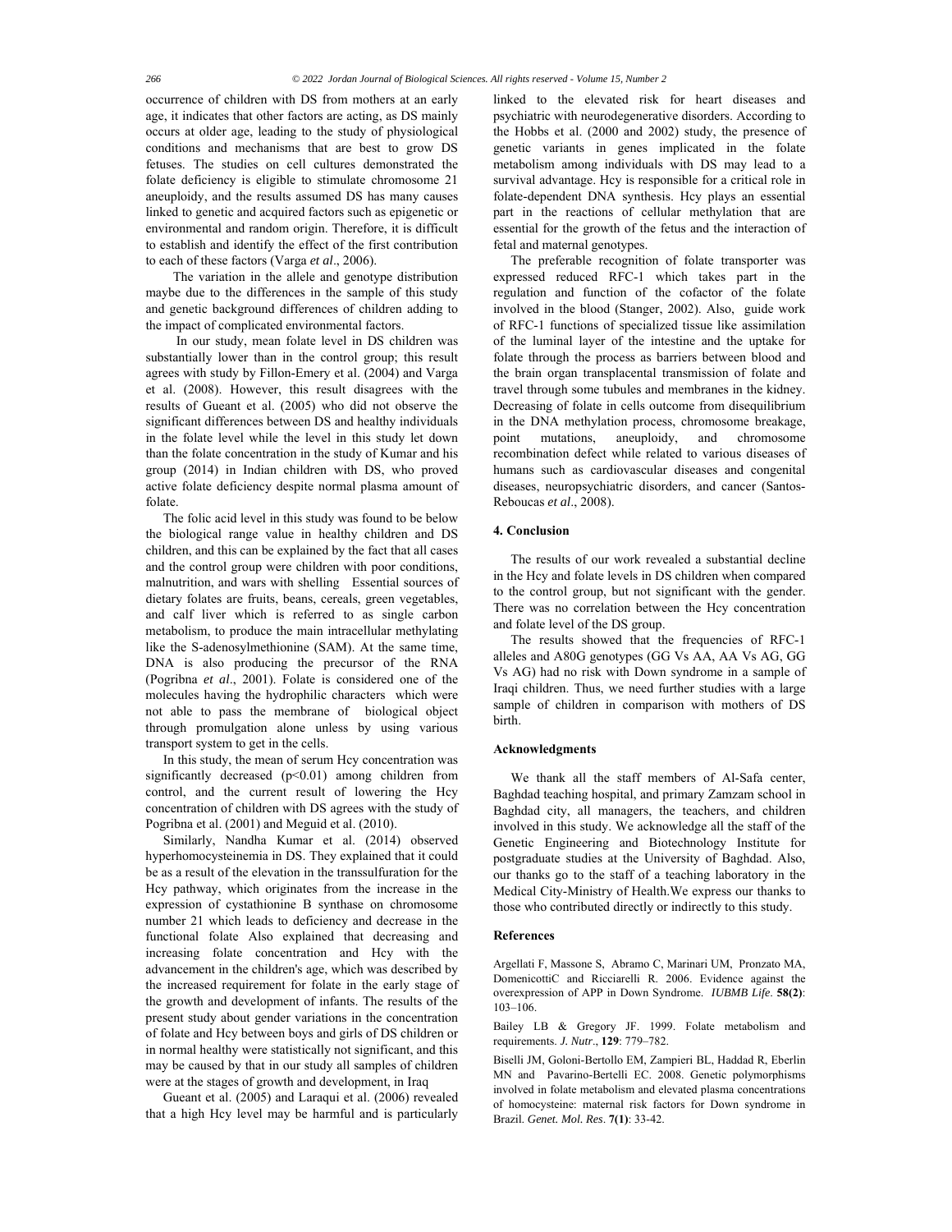occurrence of children with DS from mothers at an early age, it indicates that other factors are acting, as DS mainly occurs at older age, leading to the study of physiological conditions and mechanisms that are best to grow DS fetuses. The studies on cell cultures demonstrated the folate deficiency is eligible to stimulate chromosome 21 aneuploidy, and the results assumed DS has many causes linked to genetic and acquired factors such as epigenetic or environmental and random origin. Therefore, it is difficult to establish and identify the effect of the first contribution to each of these factors (Varga *et al*., 2006).

The variation in the allele and genotype distribution maybe due to the differences in the sample of this study and genetic background differences of children adding to the impact of complicated environmental factors.

In our study, mean folate level in DS children was substantially lower than in the control group; this result agrees with study by Fillon-Emery et al. (2004) and Varga et al. (2008). However, this result disagrees with the results of Gueant et al. (2005) who did not observe the significant differences between DS and healthy individuals in the folate level while the level in this study let down than the folate concentration in the study of Kumar and his group (2014) in Indian children with DS, who proved active folate deficiency despite normal plasma amount of folate.

The folic acid level in this study was found to be below the biological range value in healthy children and DS children, and this can be explained by the fact that all cases and the control group were children with poor conditions, malnutrition, and wars with shelling Essential sources of dietary folates are fruits, beans, cereals, green vegetables, and calf liver which is referred to as single carbon metabolism, to produce the main intracellular methylating like the S-adenosylmethionine (SAM). At the same time, DNA is also producing the precursor of the RNA (Pogribna *et al*., 2001). Folate is considered one of the molecules having the hydrophilic characters which were not able to pass the membrane of biological object through promulgation alone unless by using various transport system to get in the cells.

In this study, the mean of serum Hcy concentration was significantly decreased ($p<0.01$) among children from control, and the current result of lowering the Hcy concentration of children with DS agrees with the study of Pogribna et al. (2001) and Meguid et al. (2010).

Similarly, Nandha Kumar et al. (2014) observed hyperhomocysteinemia in DS. They explained that it could be as a result of the elevation in the transsulfuration for the Hcy pathway, which originates from the increase in the expression of cystathionine B synthase on chromosome number 21 which leads to deficiency and decrease in the functional folate Also explained that decreasing and increasing folate concentration and Hcy with the advancement in the children's age, which was described by the increased requirement for folate in the early stage of the growth and development of infants. The results of the present study about gender variations in the concentration of folate and Hcy between boys and girls of DS children or in normal healthy were statistically not significant, and this may be caused by that in our study all samples of children were at the stages of growth and development, in Iraq

Gueant et al. (2005) and Laraqui et al. (2006) revealed that a high Hcy level may be harmful and is particularly linked to the elevated risk for heart diseases and psychiatric with neurodegenerative disorders. According to the Hobbs et al. (2000 and 2002) study, the presence of genetic variants in genes implicated in the folate metabolism among individuals with DS may lead to a survival advantage. Hcy is responsible for a critical role in folate-dependent DNA synthesis. Hcy plays an essential part in the reactions of cellular methylation that are essential for the growth of the fetus and the interaction of fetal and maternal genotypes.

The preferable recognition of folate transporter was expressed reduced RFC-1 which takes part in the regulation and function of the cofactor of the folate involved in the blood (Stanger, 2002). Also, guide work of RFC-1 functions of specialized tissue like assimilation of the luminal layer of the intestine and the uptake for folate through the process as barriers between blood and the brain organ transplacental transmission of folate and travel through some tubules and membranes in the kidney. Decreasing of folate in cells outcome from disequilibrium in the DNA methylation process, chromosome breakage, point mutations, aneuploidy, and chromosome recombination defect while related to various diseases of humans such as cardiovascular diseases and congenital diseases, neuropsychiatric disorders, and cancer (Santos-Reboucas *et al*., 2008).

## 4. Conclusion

The results of our work revealed a substantial decline in the Hcy and folate levels in DS children when compared to the control group, but not significant with the gender. There was no correlation between the Hcy concentration and folate level of the DS group.

The results showed that the frequencies of RFC-1 alleles and A80G genotypes (GG Vs AA, AA Vs AG, GG Vs AG) had no risk with Down syndrome in a sample of Iraqi children. Thus, we need further studies with a large sample of children in comparison with mothers of DS birth.

## Acknowledgments

We thank all the staff members of Al-Safa center, Baghdad teaching hospital, and primary Zamzam school in Baghdad city, all managers, the teachers, and children involved in this study. We acknowledge all the staff of the Genetic Engineering and Biotechnology Institute for postgraduate studies at the University of Baghdad. Also, our thanks go to the staff of a teaching laboratory in the Medical City-Ministry of Health.We express our thanks to those who contributed directly or indirectly to this study.

## References

Argellati F, Massone S, Abramo C, Marinari UM, Pronzato MA, DomenicottiC and Ricciarelli R. 2006. Evidence against the overexpression of APP in Down Syndrome. *IUBMB Life*. **58(2)**: 103–106.

Bailey LB & Gregory JF. 1999. Folate metabolism and requirements. *J. Nutr*., **129**: 779–782.

Biselli JM, Goloni-Bertollo EM, Zampieri BL, Haddad R, Eberlin MN and Pavarino-Bertelli EC. 2008. Genetic polymorphisms involved in folate metabolism and elevated plasma concentrations of homocysteine: maternal risk factors for Down syndrome in Brazil. *Genet. Mol. Res*. **7(1)**: 33-42.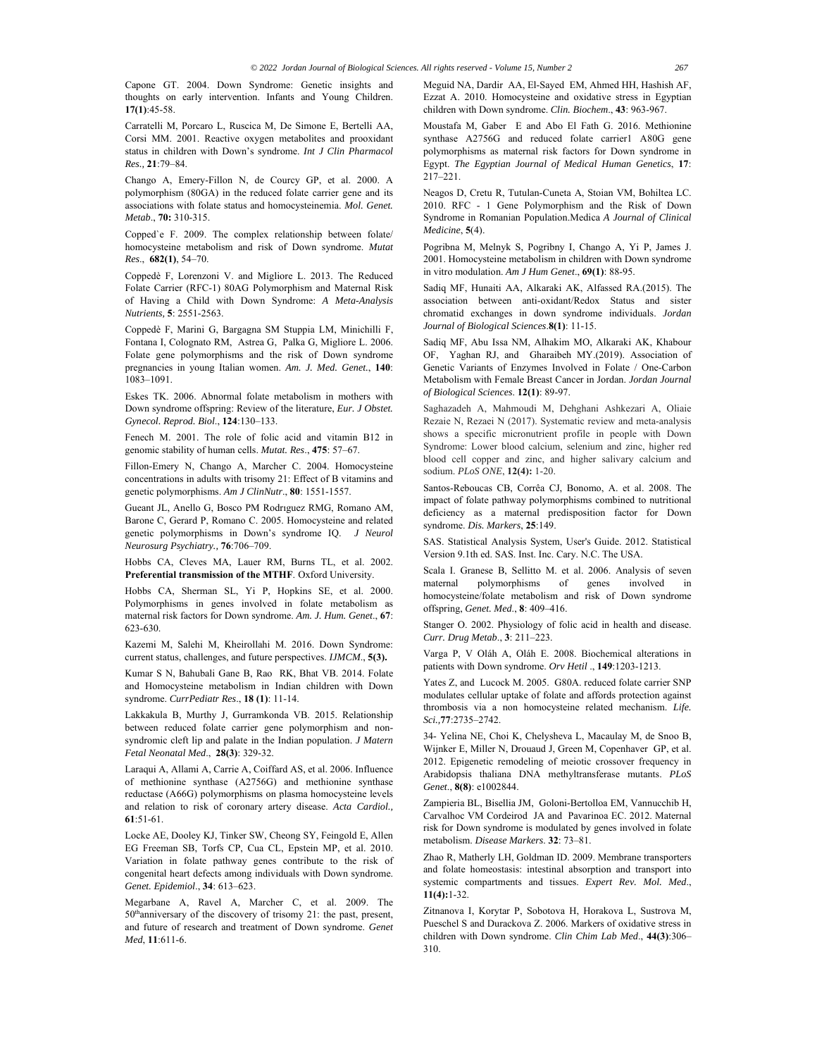Capone GT. 2004. Down Syndrome: Genetic insights and thoughts on early intervention. Infants and Young Children. **17(1)**:45-58.

Carratelli M, Porcaro L, Ruscica M, De Simone E, Bertelli AA, Corsi MM. 2001. Reactive oxygen metabolites and prooxidant status in children with Down's syndrome. *Int J Clin Pharmacol Res.,* **21**:79–84.

Chango A, Emery-Fillon N, de Courcy GP, et al. 2000. A polymorphism (80GA) in the reduced folate carrier gene and its associations with folate status and homocysteinemia. *Mol. Genet. Metab*., **70:** 310-315.

Copped`e F. 2009. The complex relationship between folate/ homocysteine metabolism and risk of Down syndrome. *Mutat Res*., **682(1)**, 54–70.

Coppedè F, Lorenzoni V. and Migliore L. 2013. The Reduced Folate Carrier (RFC-1) 80AG Polymorphism and Maternal Risk of Having a Child with Down Syndrome: *A Meta-Analysis Nutrients,* **5**: 2551-2563.

Coppedè F, Marini G, Bargagna SM Stuppia LM, Minichilli F, Fontana I, Colognato RM, Astrea G, Palka G, Migliore L. 2006. Folate gene polymorphisms and the risk of Down syndrome pregnancies in young Italian women. *Am. J. Med. Genet*., **140**: 1083–1091.

Eskes TK. 2006. Abnormal folate metabolism in mothers with Down syndrome offspring: Review of the literature, *Eur. J Obstet. Gynecol. Reprod. Biol*., **124**:130–133.

Fenech M. 2001. The role of folic acid and vitamin B12 in genomic stability of human cells. *Mutat. Res*., **475**: 57–67.

Fillon-Emery N, Chango A, Marcher C. 2004. Homocysteine concentrations in adults with trisomy 21: Effect of B vitamins and genetic polymorphisms. *Am J ClinNutr*., **80**: 1551-1557.

Gueant JL, Anello G, Bosco PM Rodrıguez RMG, Romano AM, Barone C, Gerard P, Romano C. 2005. Homocysteine and related genetic polymorphisms in Down's syndrome IQ. *J Neurol Neurosurg Psychiatry.,* **76**:706–709.

Hobbs CA, Cleves MA, Lauer RM, Burns TL, et al. 2002. **Preferential transmission of the MTHF**. Oxford University.

Hobbs CA, Sherman SL, Yi P, Hopkins SE, et al. 2000. Polymorphisms in genes involved in folate metabolism as maternal risk factors for Down syndrome. *Am. J. Hum. Genet*., **67**: 623-630.

Kazemi M, Salehi M, Kheirollahi M. 2016. Down Syndrome: current status, challenges, and future perspectives. *IJMCM*., **5(3).**

Kumar S N, Bahubali Gane B, Rao RK, Bhat VB. 2014. Folate and Homocysteine metabolism in Indian children with Down syndrome. *CurrPediatr Res*., **18 (1)**: 11-14.

Lakkakula B, Murthy J, Gurramkonda VB. 2015. Relationship between reduced folate carrier gene polymorphism and non-syndromic cleft lip and palate in the Indian population. *J Matern Fetal Neonatal Med*., **28(3)**: 329-32.

Laraqui A, Allami A, Carrie A, Coiffard AS, et al. 2006. Influence of methionine synthase (A2756G) and methionine synthase reductase (A66G) polymorphisms on plasma homocysteine levels and relation to risk of coronary artery disease. *Acta Cardiol.,* **61**:51-61.

Locke AE, Dooley KJ, Tinker SW, Cheong SY, Feingold E, Allen EG Freeman SB, Torfs CP, Cua CL, Epstein MP, et al. 2010. Variation in folate pathway genes contribute to the risk of congenital heart defects among individuals with Down syndrome. *Genet. Epidemiol*., **34**: 613–623.

Megarbane A, Ravel A, Marcher C, et al. 2009. The 50thanniversary of the discovery of trisomy 21: the past, present, and future of research and treatment of Down syndrome. *Genet Med*, **11**:611-6.

Meguid NA, Dardir AA, El-Sayed EM, Ahmed HH, Hashish AF, Ezzat A. 2010. Homocysteine and oxidative stress in Egyptian children with Down syndrome. *Clin. Biochem*., **43**: 963-967.

Moustafa M, Gaber E and Abo El Fath G. 2016. Methionine synthase A2756G and reduced folate carrier1 A80G gene polymorphisms as maternal risk factors for Down syndrome in Egypt. *The Egyptian Journal of Medical Human Genetics*, **17**: 217–221.

Neagos D, Cretu R, Tutulan-Cuneta A, Stoian VM, Bohiltea LC. 2010. RFC - 1 Gene Polymorphism and the Risk of Down Syndrome in Romanian Population.Medica *A Journal of Clinical Medicine*, **5**(4).

Pogribna M, Melnyk S, Pogribny I, Chango A, Yi P, James J. 2001. Homocysteine metabolism in children with Down syndrome in vitro modulation. *Am J Hum Genet*., **69(1)**: 88-95.

Sadiq MF, Hunaiti AA, Alkaraki AK, Alfassed RA.(2015). The association between anti-oxidant/Redox Status and sister chromatid exchanges in down syndrome individuals. *Jordan Journal of Biological Sciences*.**8(1)**: 11-15.

Sadiq MF, Abu Issa NM, Alhakim MO, Alkaraki AK, Khabour OF, Yaghan RJ, and Gharaibeh MY.(2019). Association of Genetic Variants of Enzymes Involved in Folate / One-Carbon Metabolism with Female Breast Cancer in Jordan. *Jordan Journal of Biological Sciences*. **12(1)**: 89-97.

Saghazadeh A, Mahmoudi M, Dehghani Ashkezari A, Oliaie Rezaie N, Rezaei N (2017). Systematic review and meta-analysis shows a specific micronutrient profile in people with Down Syndrome: Lower blood calcium, selenium and zinc, higher red blood cell copper and zinc, and higher salivary calcium and sodium. *PLoS ONE*, **12(4):** 1-20.

Santos-Reboucas CB, Corrêa CJ, Bonomo, A. et al. 2008. The impact of folate pathway polymorphisms combined to nutritional deficiency as a maternal predisposition factor for Down syndrome. *Dis. Markers*, **25**:149.

SAS. Statistical Analysis System, User's Guide. 2012. Statistical Version 9.1th ed. SAS. Inst. Inc. Cary. N.C. The USA.

Scala I. Granese B, Sellitto M. et al. 2006. Analysis of seven maternal polymorphisms of genes involved in homocysteine/folate metabolism and risk of Down syndrome offspring, *Genet. Med*., **8**: 409–416.

Stanger O. 2002. Physiology of folic acid in health and disease. *Curr. Drug Metab*., **3**: 211–223.

Varga P, V Oláh A, Oláh E. 2008. Biochemical alterations in patients with Down syndrome. *Orv Hetil* ., **149**:1203-1213.

Yates Z, and Lucock M. 2005. G80A. reduced folate carrier SNP modulates cellular uptake of folate and affords protection against thrombosis via a non homocysteine related mechanism. *Life. Sci*.,**77**:2735–2742.

34- Yelina NE, Choi K, Chelysheva L, Macaulay M, de Snoo B, Wijnker E, Miller N, Drouaud J, Green M, Copenhaver GP, et al. 2012. Epigenetic remodeling of meiotic crossover frequency in Arabidopsis thaliana DNA methyltransferase mutants. *PLoS Genet*., **8(8)**: e1002844.

Zampieria BL, Bisellia JM, Goloni-Bertolloa EM, Vannucchib H, Carvalhoc VM Cordeirod JA and Pavarinoa EC. 2012. Maternal risk for Down syndrome is modulated by genes involved in folate metabolism. *Disease Markers*. **32**: 73–81.

Zhao R, Matherly LH, Goldman ID. 2009. Membrane transporters and folate homeostasis: intestinal absorption and transport into systemic compartments and tissues. *Expert Rev. Mol. Med*., **11(4):**1-32.

Zitnanova I, Korytar P, Sobotova H, Horakova L, Sustrova M, Pueschel S and Durackova Z. 2006. Markers of oxidative stress in children with Down syndrome. *Clin Chim Lab Med*., **44(3)**:306–310.